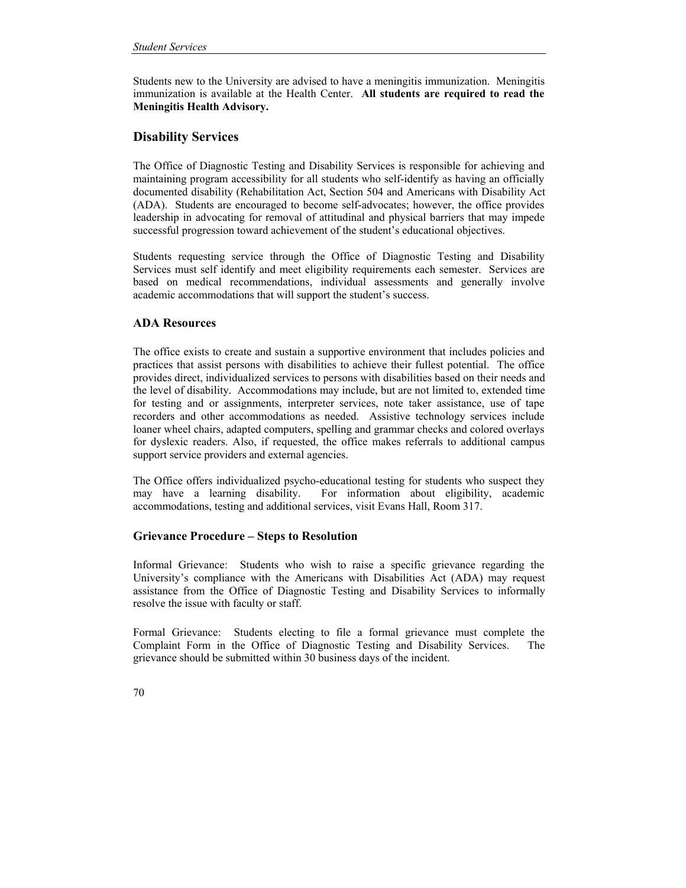Students new to the University are advised to have a meningitis immunization. Meningitis immunization is available at the Health Center. **All students are required to read the Meningitis Health Advisory.**

## Disability Services

The Office of Diagnostic Testing and Disability Services is responsible for achieving and maintaining program accessibility for all students who self-identify as having an officially documented disability (Rehabilitation Act, Section 504 and Americans with Disability Act (ADA). Students are encouraged to become self-advocates; however, the office provides leadership in advocating for removal of attitudinal and physical barriers that may impede successful progression toward achievement of the student's educational objectives.

Students requesting service through the Office of Diagnostic Testing and Disability Services must self identify and meet eligibility requirements each semester. Services are based on medical recommendations, individual assessments and generally involve academic accommodations that will support the student's success.

### ADA Resources

The office exists to create and sustain a supportive environment that includes policies and practices that assist persons with disabilities to achieve their fullest potential. The office provides direct, individualized services to persons with disabilities based on their needs and the level of disability. Accommodations may include, but are not limited to, extended time for testing and or assignments, interpreter services, note taker assistance, use of tape recorders and other accommodations as needed. Assistive technology services include loaner wheel chairs, adapted computers, spelling and grammar checks and colored overlays for dyslexic readers. Also, if requested, the office makes referrals to additional campus support service providers and external agencies.

The Office offers individualized psycho-educational testing for students who suspect they may have a learning disability. For information about eligibility, academic accommodations, testing and additional services, visit Evans Hall, Room 317.

### Grievance Procedure – Steps to Resolution

Informal Grievance: Students who wish to raise a specific grievance regarding the University's compliance with the Americans with Disabilities Act (ADA) may request assistance from the Office of Diagnostic Testing and Disability Services to informally resolve the issue with faculty or staff.

Formal Grievance: Students electing to file a formal grievance must complete the Complaint Form in the Office of Diagnostic Testing and Disability Services. The grievance should be submitted within 30 business days of the incident.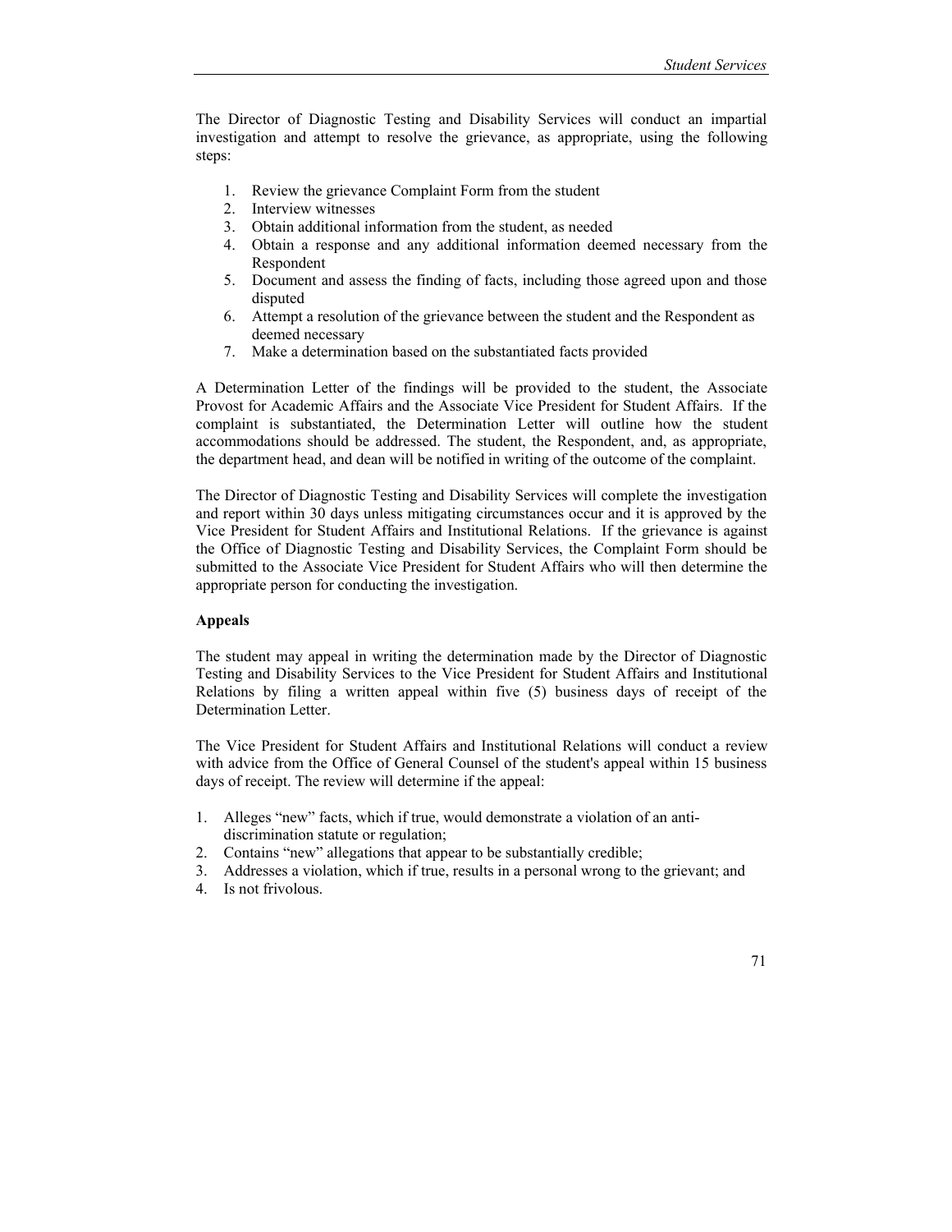The Director of Diagnostic Testing and Disability Services will conduct an impartial investigation and attempt to resolve the grievance, as appropriate, using the following steps:

1. Review the grievance Complaint Form from the student
2. Interview witnesses
3. Obtain additional information from the student, as needed
4. Obtain a response and any additional information deemed necessary from the Respondent
5. Document and assess the finding of facts, including those agreed upon and those disputed
6. Attempt a resolution of the grievance between the student and the Respondent as deemed necessary
7. Make a determination based on the substantiated facts provided

A Determination Letter of the findings will be provided to the student, the Associate Provost for Academic Affairs and the Associate Vice President for Student Affairs. If the complaint is substantiated, the Determination Letter will outline how the student accommodations should be addressed. The student, the Respondent, and, as appropriate, the department head, and dean will be notified in writing of the outcome of the complaint.

The Director of Diagnostic Testing and Disability Services will complete the investigation and report within 30 days unless mitigating circumstances occur and it is approved by the Vice President for Student Affairs and Institutional Relations. If the grievance is against the Office of Diagnostic Testing and Disability Services, the Complaint Form should be submitted to the Associate Vice President for Student Affairs who will then determine the appropriate person for conducting the investigation.

**Appeals**

The student may appeal in writing the determination made by the Director of Diagnostic Testing and Disability Services to the Vice President for Student Affairs and Institutional Relations by filing a written appeal within five (5) business days of receipt of the Determination Letter.

The Vice President for Student Affairs and Institutional Relations will conduct a review with advice from the Office of General Counsel of the student's appeal within 15 business days of receipt. The review will determine if the appeal:

1. Alleges "new" facts, which if true, would demonstrate a violation of an anti-discrimination statute or regulation;
2. Contains "new" allegations that appear to be substantially credible;
3. Addresses a violation, which if true, results in a personal wrong to the grievant; and
4. Is not frivolous.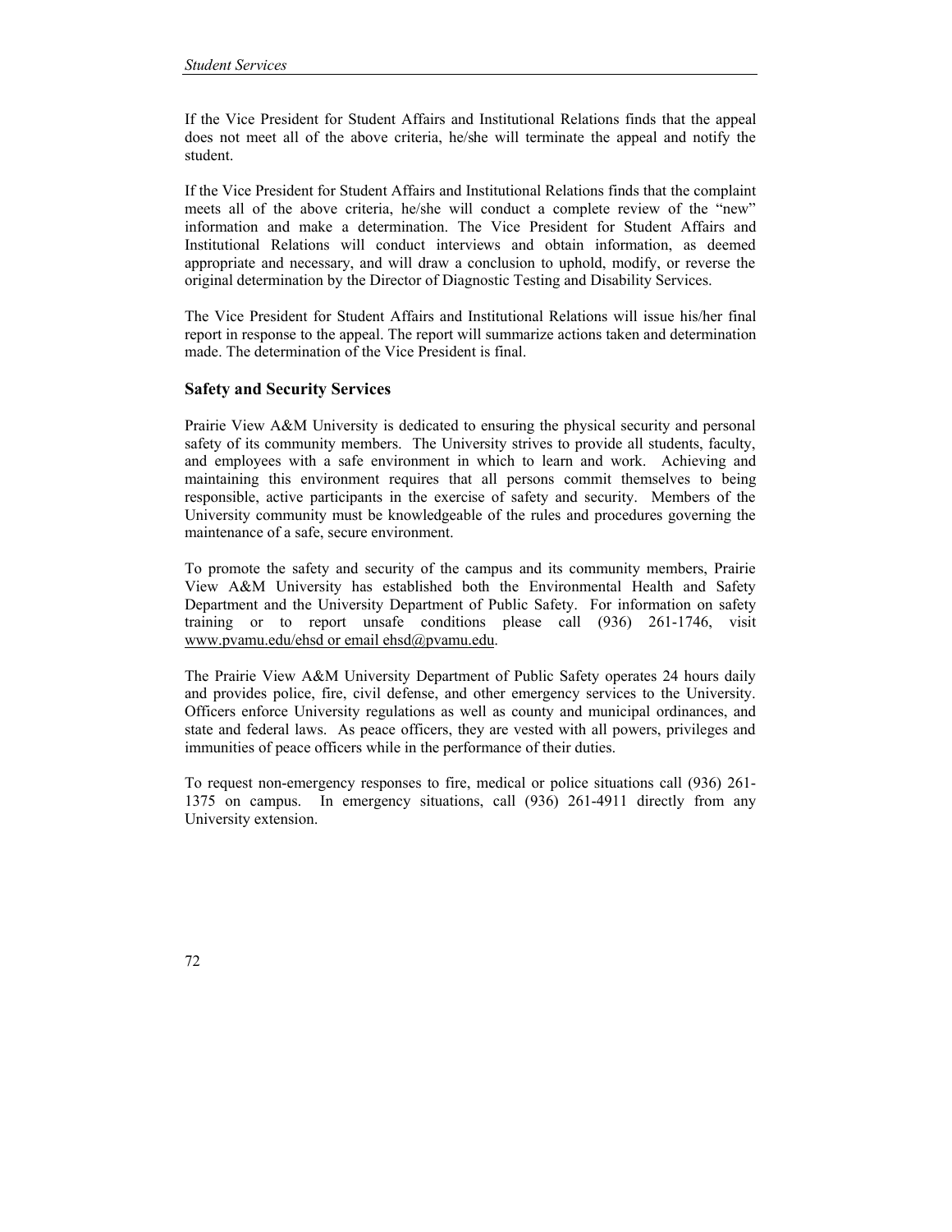If the Vice President for Student Affairs and Institutional Relations finds that the appeal does not meet all of the above criteria, he/she will terminate the appeal and notify the student.

If the Vice President for Student Affairs and Institutional Relations finds that the complaint meets all of the above criteria, he/she will conduct a complete review of the "new" information and make a determination. The Vice President for Student Affairs and Institutional Relations will conduct interviews and obtain information, as deemed appropriate and necessary, and will draw a conclusion to uphold, modify, or reverse the original determination by the Director of Diagnostic Testing and Disability Services.

The Vice President for Student Affairs and Institutional Relations will issue his/her final report in response to the appeal. The report will summarize actions taken and determination made. The determination of the Vice President is final.

### Safety and Security Services

Prairie View A&M University is dedicated to ensuring the physical security and personal safety of its community members. The University strives to provide all students, faculty, and employees with a safe environment in which to learn and work. Achieving and maintaining this environment requires that all persons commit themselves to being responsible, active participants in the exercise of safety and security. Members of the University community must be knowledgeable of the rules and procedures governing the maintenance of a safe, secure environment.

To promote the safety and security of the campus and its community members, Prairie View A&M University has established both the Environmental Health and Safety Department and the University Department of Public Safety. For information on safety training or to report unsafe conditions please call (936) 261-1746, visit www.pvamu.edu/ehsd or email ehsd@pvamu.edu.

The Prairie View A&M University Department of Public Safety operates 24 hours daily and provides police, fire, civil defense, and other emergency services to the University. Officers enforce University regulations as well as county and municipal ordinances, and state and federal laws. As peace officers, they are vested with all powers, privileges and immunities of peace officers while in the performance of their duties.

To request non-emergency responses to fire, medical or police situations call (936) 261-1375 on campus. In emergency situations, call (936) 261-4911 directly from any University extension.